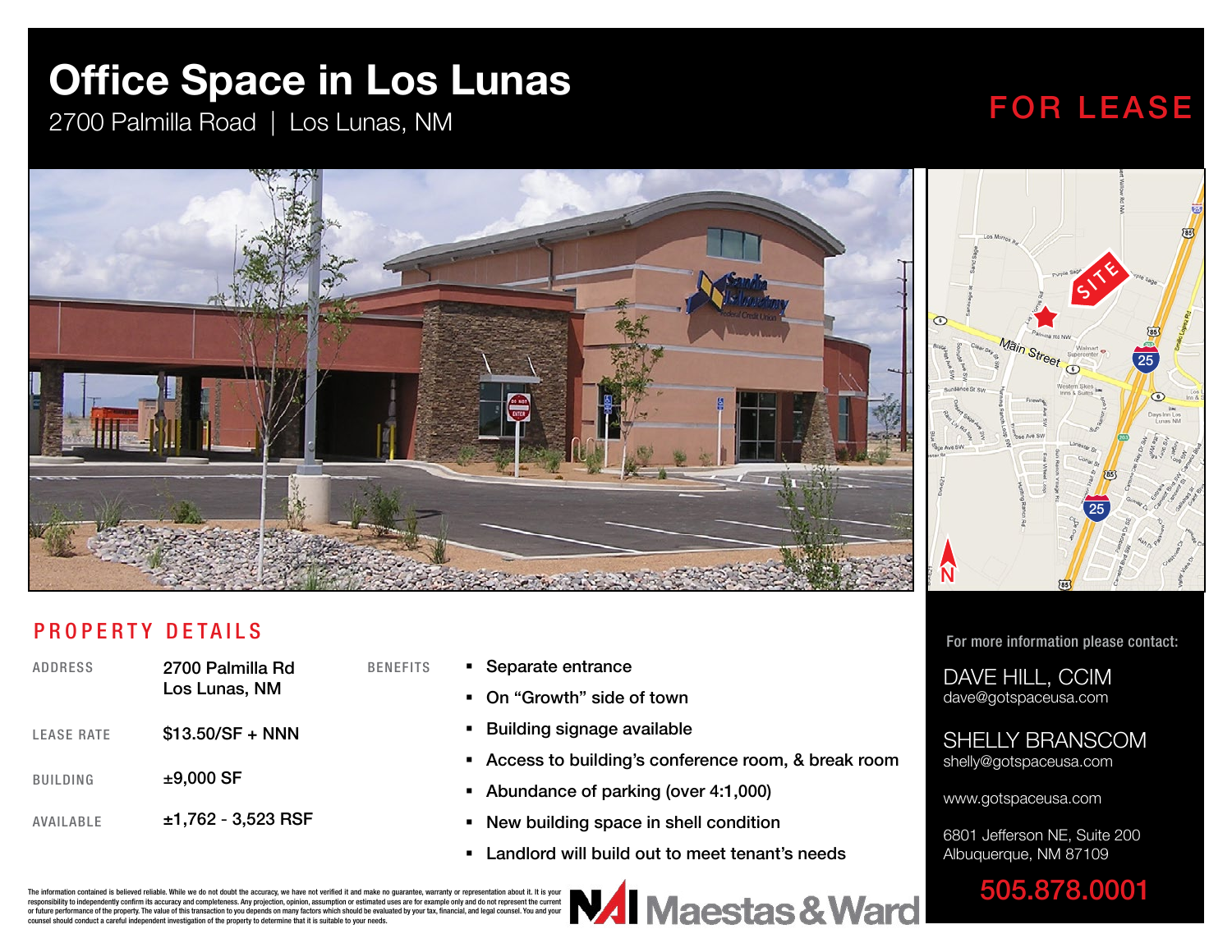# Office Space in Los Lunas

2700 Palmilla Road | Los Lunas, NM

FOR LEASE

## PROPERTY DETAILS

| | |
|---|---|
| ADDRESS | 2700 Palmilla Rd<br>Los Lunas, NM |
| LEASE RATE | $13.50/SF + NNN |
| BUILDING | ±9,000 SF |
| AVAILABLE | ±1,762 - 3,523 RSF |

**BENEFITS**

- Separate entrance
- On "Growth" side of town
- Building signage available
- Access to building's conference room, & break room
- Abundance of parking (over 4:1,000)
- New building space in shell condition
- Landlord will build out to meet tenant's needs

For more information please contact:

DAVE HILL, CCIM
dave@gotspaceusa.com

SHELLY BRANSCOM
shelly@gotspaceusa.com

www.gotspaceusa.com

6801 Jefferson NE, Suite 200
Albuquerque, NM 87109

505.878.0001

The information contained is believed reliable. While we do not doubt the accuracy, we have not verified it and make no guarantee, warranty or representation about it. It is your responsibility to independently confirm its accuracy and completeness. Any projection, opinion, assumption or estimated uses are for example only and do not represent the current or future performance of the property. The value of this transaction to you depends on many factors which should be evaluated by your tax, financial, and legal counsel. You and your counsel should conduct a careful independent investigation of the property to determine that it is suitable to your needs.

NAI Maestas & Ward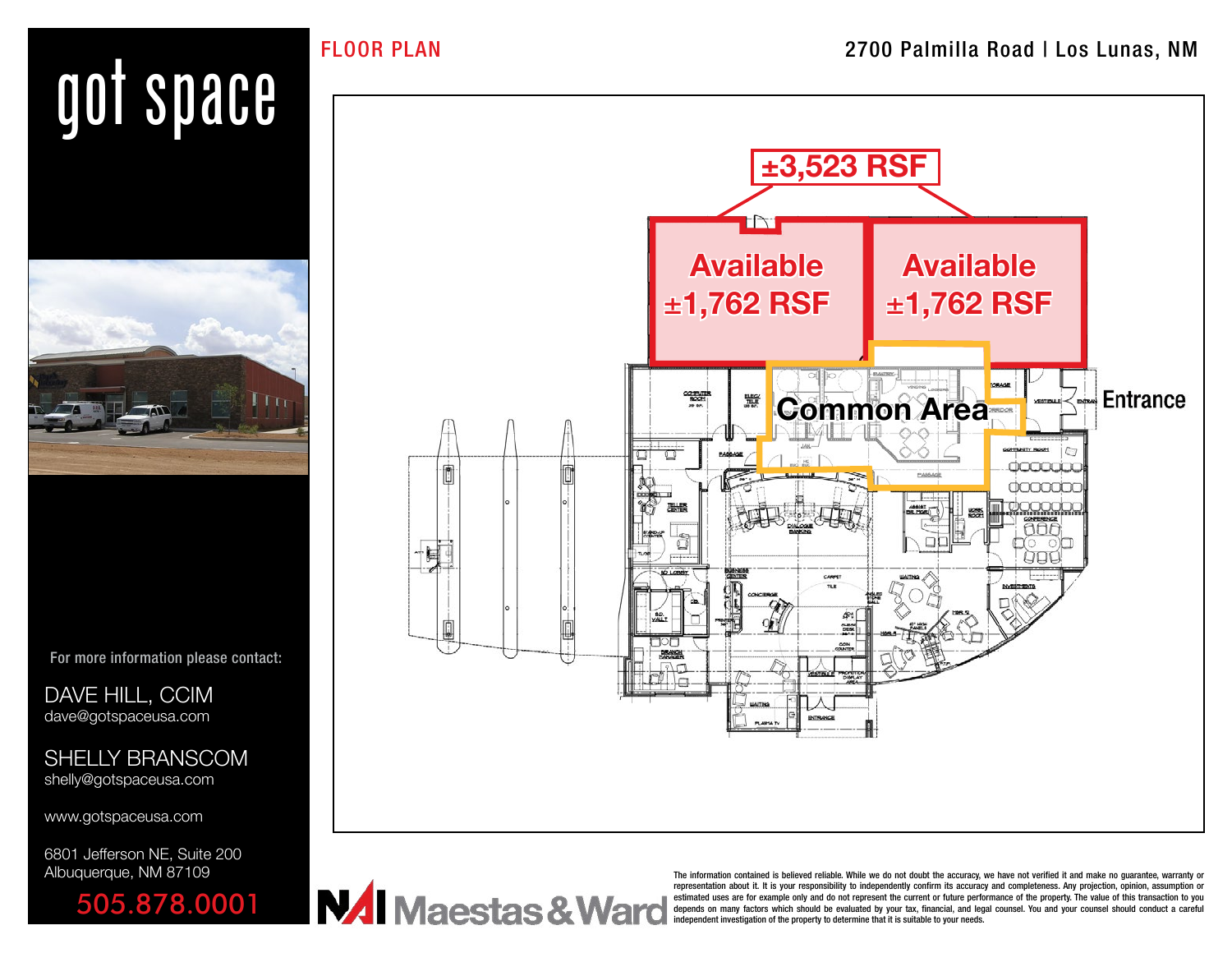# got space

## FLOOR PLAN

2700 Palmilla Road | Los Lunas, NM

±3,523 RSF

Available ±1,762 RSF

Available ±1,762 RSF

Common Area

Entrance

For more information please contact:

DAVE HILL, CCIM
dave@gotspaceusa.com

SHELLY BRANSCOM
shelly@gotspaceusa.com

www.gotspaceusa.com

6801 Jefferson NE, Suite 200
Albuquerque, NM 87109

505.878.0001

NAI Maestas & Ward

The information contained is believed reliable. While we do not doubt the accuracy, we have not verified it and make no guarantee, warranty or representation about it. It is your responsibility to independently confirm its accuracy and completeness. Any projection, opinion, assumption or estimated uses are for example only and do not represent the current or future performance of the property. The value of this transaction to you depends on many factors which should be evaluated by your tax, financial, and legal counsel. You and your counsel should conduct a careful independent investigation of the property to determine that it is suitable to your needs.